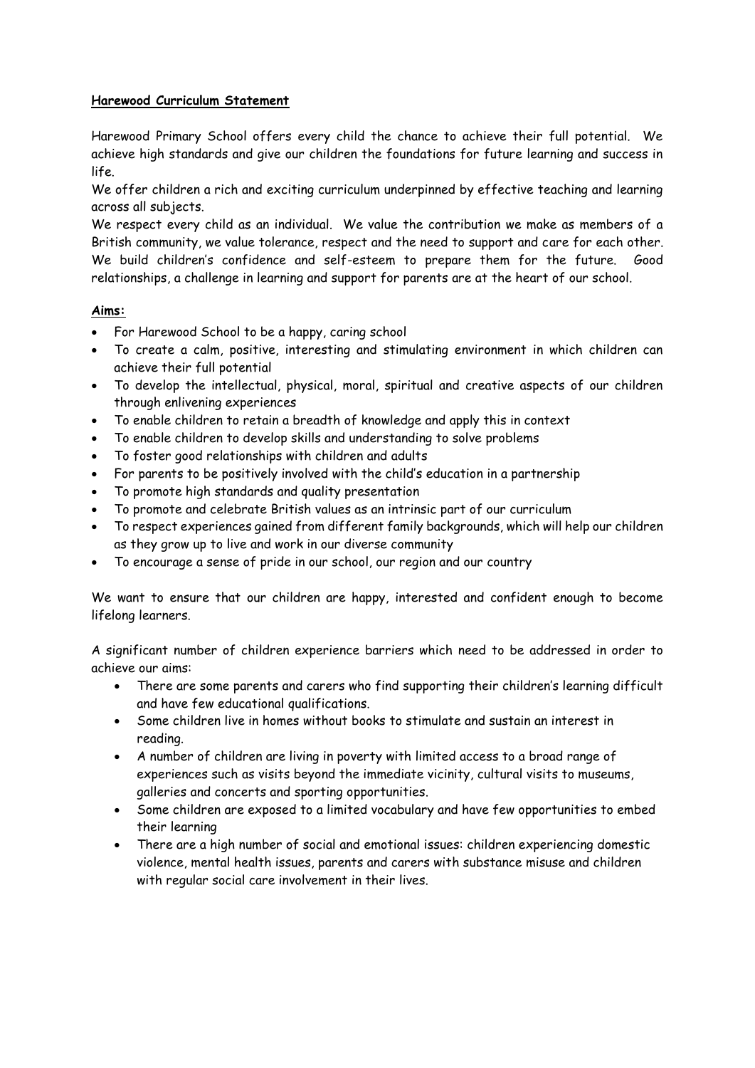**Harewood Curriculum Statement**

Harewood Primary School offers every child the chance to achieve their full potential. We achieve high standards and give our children the foundations for future learning and success in life.

We offer children a rich and exciting curriculum underpinned by effective teaching and learning across all subjects.

We respect every child as an individual. We value the contribution we make as members of a British community, we value tolerance, respect and the need to support and care for each other. We build children's confidence and self-esteem to prepare them for the future. Good relationships, a challenge in learning and support for parents are at the heart of our school.

**Aims:**

- For Harewood School to be a happy, caring school
- To create a calm, positive, interesting and stimulating environment in which children can achieve their full potential
- To develop the intellectual, physical, moral, spiritual and creative aspects of our children through enlivening experiences
- To enable children to retain a breadth of knowledge and apply this in context
- To enable children to develop skills and understanding to solve problems
- To foster good relationships with children and adults
- For parents to be positively involved with the child's education in a partnership
- To promote high standards and quality presentation
- To promote and celebrate British values as an intrinsic part of our curriculum
- To respect experiences gained from different family backgrounds, which will help our children as they grow up to live and work in our diverse community
- To encourage a sense of pride in our school, our region and our country

We want to ensure that our children are happy, interested and confident enough to become lifelong learners.

A significant number of children experience barriers which need to be addressed in order to achieve our aims:

- There are some parents and carers who find supporting their children's learning difficult and have few educational qualifications.
- Some children live in homes without books to stimulate and sustain an interest in reading.
- A number of children are living in poverty with limited access to a broad range of experiences such as visits beyond the immediate vicinity, cultural visits to museums, galleries and concerts and sporting opportunities.
- Some children are exposed to a limited vocabulary and have few opportunities to embed their learning
- There are a high number of social and emotional issues: children experiencing domestic violence, mental health issues, parents and carers with substance misuse and children with regular social care involvement in their lives.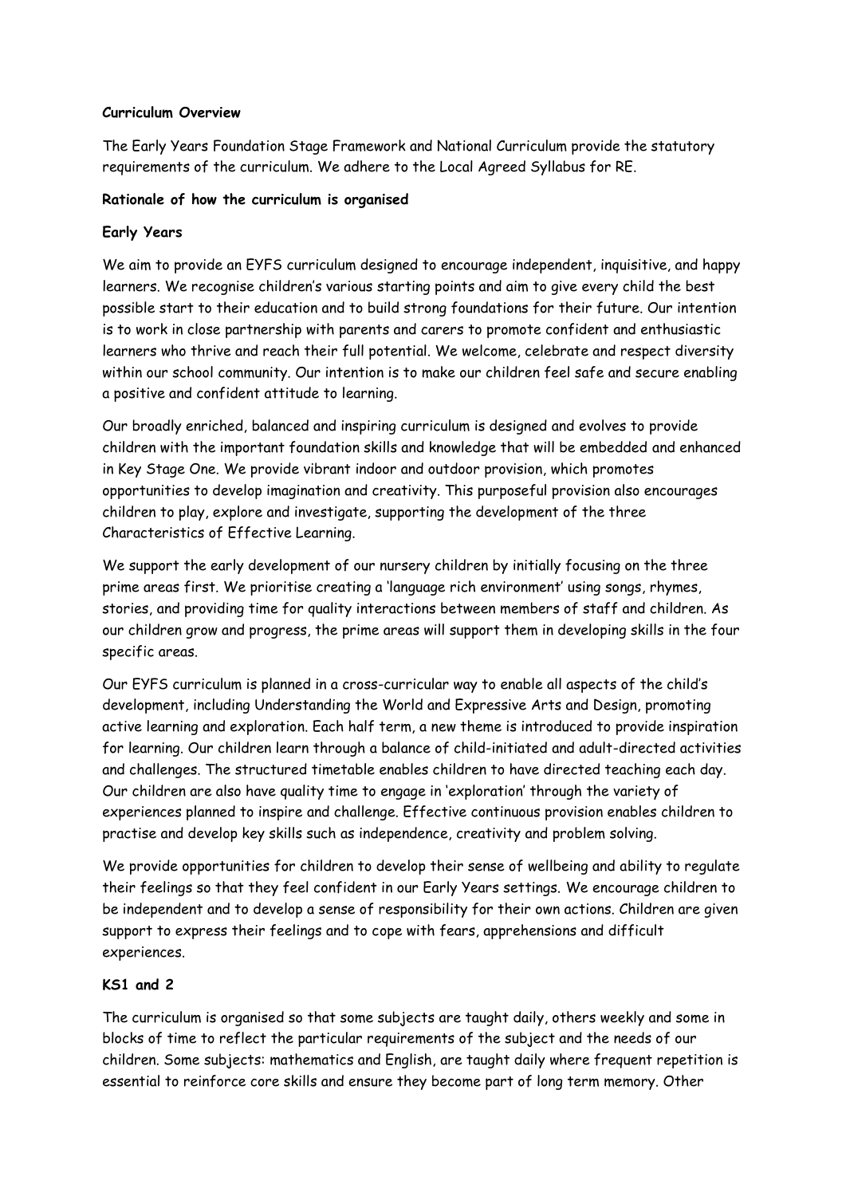**Curriculum Overview**

The Early Years Foundation Stage Framework and National Curriculum provide the statutory requirements of the curriculum. We adhere to the Local Agreed Syllabus for RE.

**Rationale of how the curriculum is organised**

**Early Years**

We aim to provide an EYFS curriculum designed to encourage independent, inquisitive, and happy learners. We recognise children's various starting points and aim to give every child the best possible start to their education and to build strong foundations for their future. Our intention is to work in close partnership with parents and carers to promote confident and enthusiastic learners who thrive and reach their full potential. We welcome, celebrate and respect diversity within our school community. Our intention is to make our children feel safe and secure enabling a positive and confident attitude to learning.

Our broadly enriched, balanced and inspiring curriculum is designed and evolves to provide children with the important foundation skills and knowledge that will be embedded and enhanced in Key Stage One. We provide vibrant indoor and outdoor provision, which promotes opportunities to develop imagination and creativity. This purposeful provision also encourages children to play, explore and investigate, supporting the development of the three Characteristics of Effective Learning.

We support the early development of our nursery children by initially focusing on the three prime areas first. We prioritise creating a 'language rich environment' using songs, rhymes, stories, and providing time for quality interactions between members of staff and children. As our children grow and progress, the prime areas will support them in developing skills in the four specific areas.

Our EYFS curriculum is planned in a cross-curricular way to enable all aspects of the child's development, including Understanding the World and Expressive Arts and Design, promoting active learning and exploration. Each half term, a new theme is introduced to provide inspiration for learning. Our children learn through a balance of child-initiated and adult-directed activities and challenges. The structured timetable enables children to have directed teaching each day. Our children are also have quality time to engage in 'exploration' through the variety of experiences planned to inspire and challenge. Effective continuous provision enables children to practise and develop key skills such as independence, creativity and problem solving.

We provide opportunities for children to develop their sense of wellbeing and ability to regulate their feelings so that they feel confident in our Early Years settings. We encourage children to be independent and to develop a sense of responsibility for their own actions. Children are given support to express their feelings and to cope with fears, apprehensions and difficult experiences.

**KS1 and 2**

The curriculum is organised so that some subjects are taught daily, others weekly and some in blocks of time to reflect the particular requirements of the subject and the needs of our children. Some subjects: mathematics and English, are taught daily where frequent repetition is essential to reinforce core skills and ensure they become part of long term memory. Other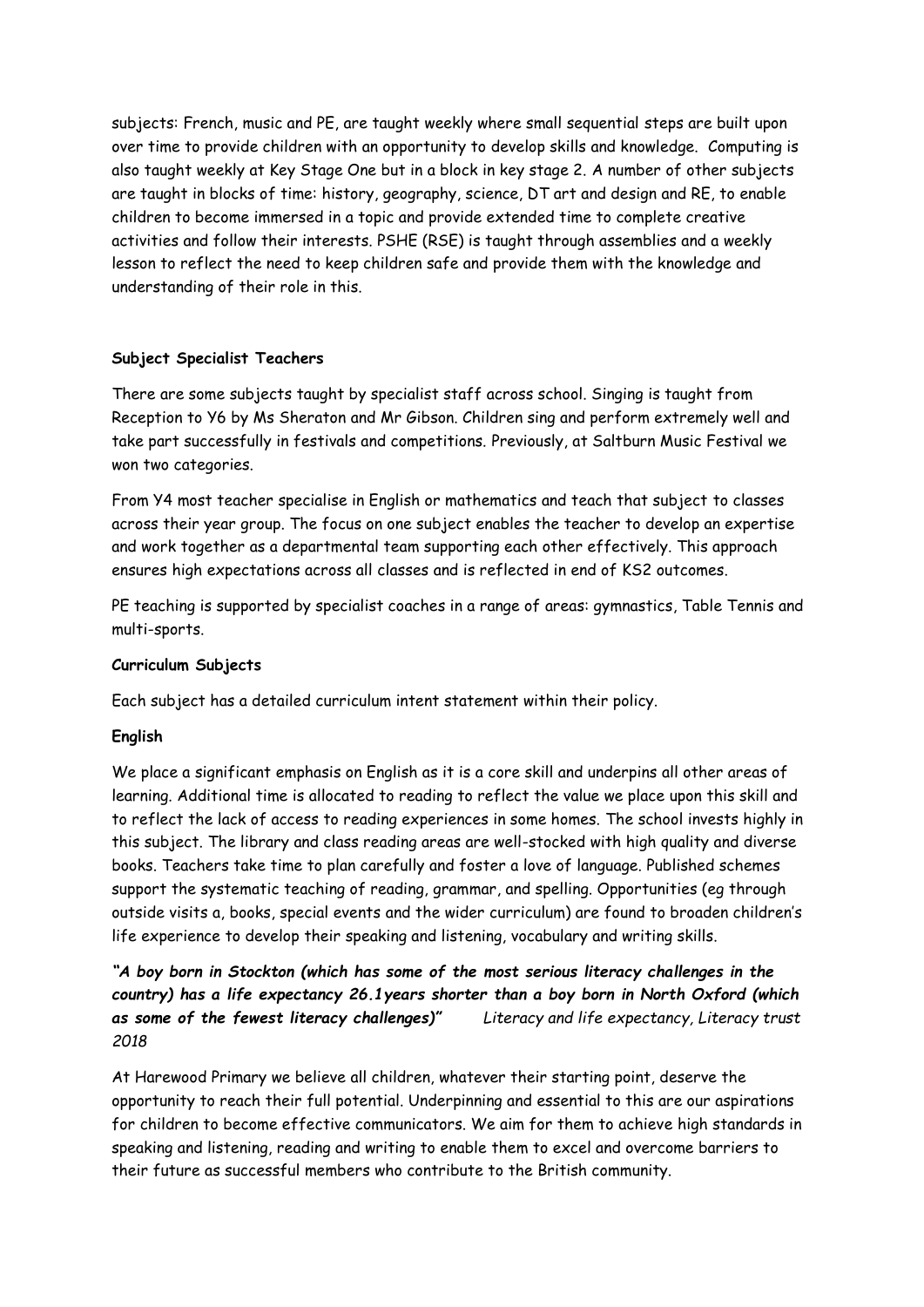subjects: French, music and PE, are taught weekly where small sequential steps are built upon over time to provide children with an opportunity to develop skills and knowledge. Computing is also taught weekly at Key Stage One but in a block in key stage 2. A number of other subjects are taught in blocks of time: history, geography, science, DT art and design and RE, to enable children to become immersed in a topic and provide extended time to complete creative activities and follow their interests. PSHE (RSE) is taught through assemblies and a weekly lesson to reflect the need to keep children safe and provide them with the knowledge and understanding of their role in this.

**Subject Specialist Teachers**

There are some subjects taught by specialist staff across school. Singing is taught from Reception to Y6 by Ms Sheraton and Mr Gibson. Children sing and perform extremely well and take part successfully in festivals and competitions. Previously, at Saltburn Music Festival we won two categories.

From Y4 most teacher specialise in English or mathematics and teach that subject to classes across their year group. The focus on one subject enables the teacher to develop an expertise and work together as a departmental team supporting each other effectively. This approach ensures high expectations across all classes and is reflected in end of KS2 outcomes.

PE teaching is supported by specialist coaches in a range of areas: gymnastics, Table Tennis and multi-sports.

**Curriculum Subjects**

Each subject has a detailed curriculum intent statement within their policy.

**English**

We place a significant emphasis on English as it is a core skill and underpins all other areas of learning. Additional time is allocated to reading to reflect the value we place upon this skill and to reflect the lack of access to reading experiences in some homes. The school invests highly in this subject. The library and class reading areas are well-stocked with high quality and diverse books. Teachers take time to plan carefully and foster a love of language. Published schemes support the systematic teaching of reading, grammar, and spelling. Opportunities (eg through outside visits a, books, special events and the wider curriculum) are found to broaden children's life experience to develop their speaking and listening, vocabulary and writing skills.

***"A boy born in Stockton (which has some of the most serious literacy challenges in the country) has a life expectancy 26.1years shorter than a boy born in North Oxford (which as some of the fewest literacy challenges)"*** *Literacy and life expectancy, Literacy trust 2018*

At Harewood Primary we believe all children, whatever their starting point, deserve the opportunity to reach their full potential. Underpinning and essential to this are our aspirations for children to become effective communicators. We aim for them to achieve high standards in speaking and listening, reading and writing to enable them to excel and overcome barriers to their future as successful members who contribute to the British community.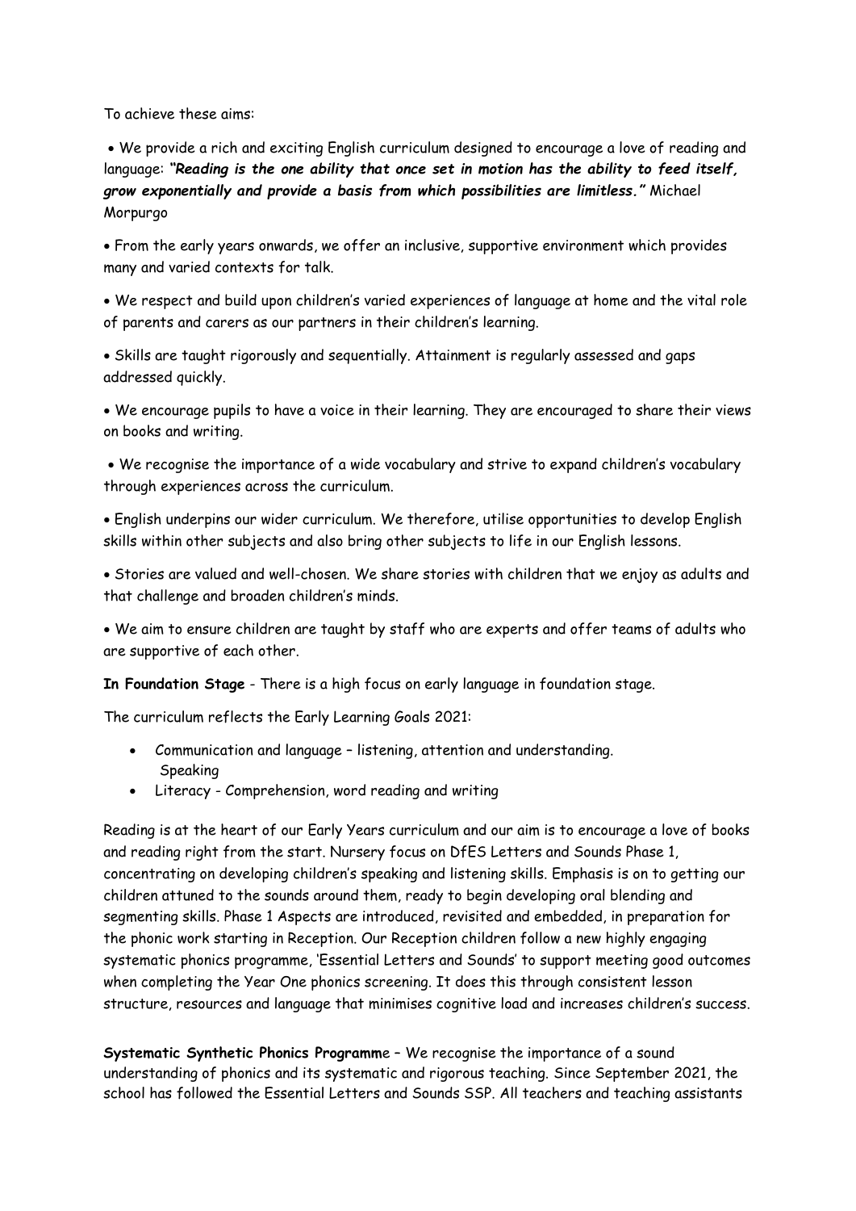To achieve these aims:

- We provide a rich and exciting English curriculum designed to encourage a love of reading and language: ***"Reading is the one ability that once set in motion has the ability to feed itself, grow exponentially and provide a basis from which possibilities are limitless."*** Michael Morpurgo

- From the early years onwards, we offer an inclusive, supportive environment which provides many and varied contexts for talk.

- We respect and build upon children's varied experiences of language at home and the vital role of parents and carers as our partners in their children's learning.

- Skills are taught rigorously and sequentially. Attainment is regularly assessed and gaps addressed quickly.

- We encourage pupils to have a voice in their learning. They are encouraged to share their views on books and writing.

- We recognise the importance of a wide vocabulary and strive to expand children's vocabulary through experiences across the curriculum.

- English underpins our wider curriculum. We therefore, utilise opportunities to develop English skills within other subjects and also bring other subjects to life in our English lessons.

- Stories are valued and well-chosen. We share stories with children that we enjoy as adults and that challenge and broaden children's minds.

- We aim to ensure children are taught by staff who are experts and offer teams of adults who are supportive of each other.

**In Foundation Stage** - There is a high focus on early language in foundation stage.

The curriculum reflects the Early Learning Goals 2021:

- Communication and language – listening, attention and understanding. Speaking
- Literacy - Comprehension, word reading and writing

Reading is at the heart of our Early Years curriculum and our aim is to encourage a love of books and reading right from the start. Nursery focus on DfES Letters and Sounds Phase 1, concentrating on developing children's speaking and listening skills. Emphasis is on to getting our children attuned to the sounds around them, ready to begin developing oral blending and segmenting skills. Phase 1 Aspects are introduced, revisited and embedded, in preparation for the phonic work starting in Reception. Our Reception children follow a new highly engaging systematic phonics programme, 'Essential Letters and Sounds' to support meeting good outcomes when completing the Year One phonics screening. It does this through consistent lesson structure, resources and language that minimises cognitive load and increases children's success.

**Systematic Synthetic Phonics Programme** – We recognise the importance of a sound understanding of phonics and its systematic and rigorous teaching. Since September 2021, the school has followed the Essential Letters and Sounds SSP. All teachers and teaching assistants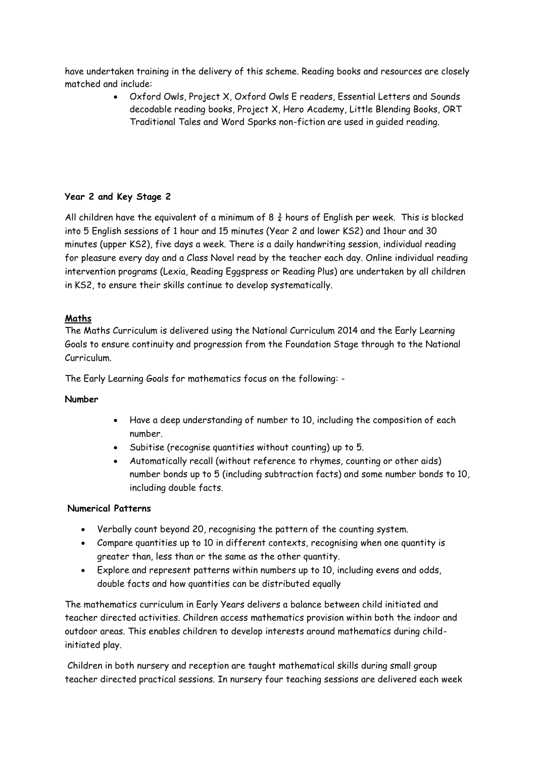have undertaken training in the delivery of this scheme. Reading books and resources are closely matched and include:

- Oxford Owls, Project X, Oxford Owls E readers, Essential Letters and Sounds decodable reading books, Project X, Hero Academy, Little Blending Books, ORT Traditional Tales and Word Sparks non-fiction are used in guided reading.

**Year 2 and Key Stage 2**

All children have the equivalent of a minimum of 8 ¾ hours of English per week. This is blocked into 5 English sessions of 1 hour and 15 minutes (Year 2 and lower KS2) and 1hour and 30 minutes (upper KS2), five days a week. There is a daily handwriting session, individual reading for pleasure every day and a Class Novel read by the teacher each day. Online individual reading intervention programs (Lexia, Reading Eggspress or Reading Plus) are undertaken by all children in KS2, to ensure their skills continue to develop systematically.

**Maths**

The Maths Curriculum is delivered using the National Curriculum 2014 and the Early Learning Goals to ensure continuity and progression from the Foundation Stage through to the National Curriculum.

The Early Learning Goals for mathematics focus on the following: -

**Number**

- Have a deep understanding of number to 10, including the composition of each number.
- Subitise (recognise quantities without counting) up to 5.
- Automatically recall (without reference to rhymes, counting or other aids) number bonds up to 5 (including subtraction facts) and some number bonds to 10, including double facts.

**Numerical Patterns**

- Verbally count beyond 20, recognising the pattern of the counting system.
- Compare quantities up to 10 in different contexts, recognising when one quantity is greater than, less than or the same as the other quantity.
- Explore and represent patterns within numbers up to 10, including evens and odds, double facts and how quantities can be distributed equally

The mathematics curriculum in Early Years delivers a balance between child initiated and teacher directed activities. Children access mathematics provision within both the indoor and outdoor areas. This enables children to develop interests around mathematics during child-initiated play.

Children in both nursery and reception are taught mathematical skills during small group teacher directed practical sessions. In nursery four teaching sessions are delivered each week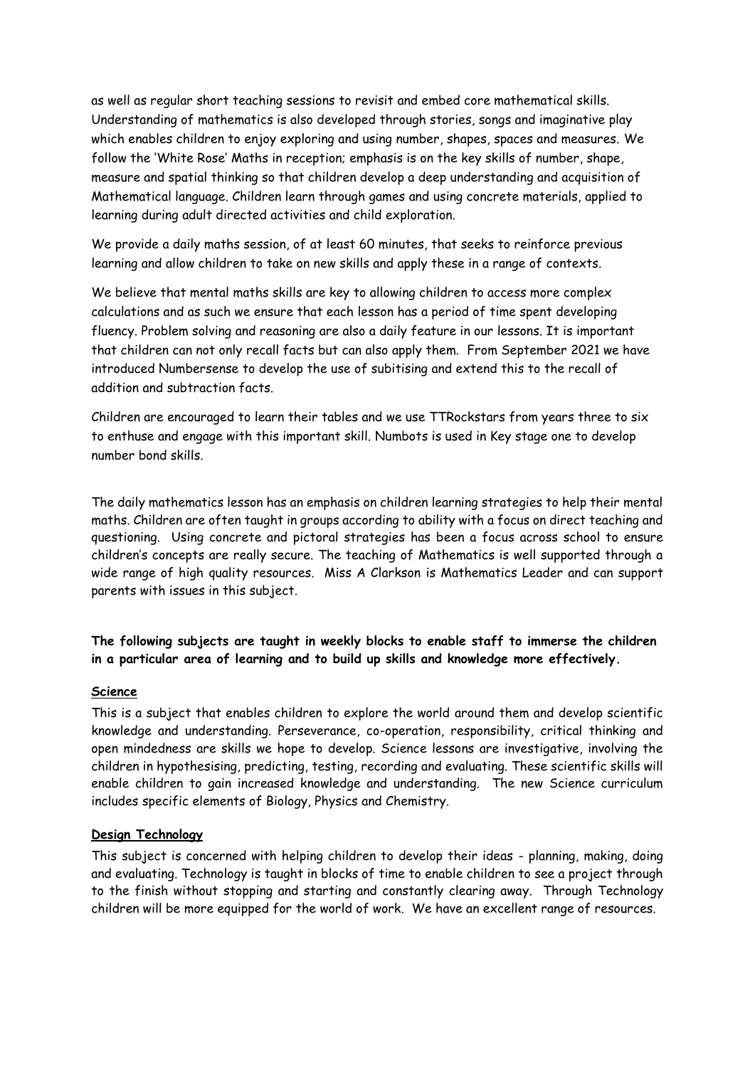as well as regular short teaching sessions to revisit and embed core mathematical skills. Understanding of mathematics is also developed through stories, songs and imaginative play which enables children to enjoy exploring and using number, shapes, spaces and measures. We follow the 'White Rose' Maths in reception; emphasis is on the key skills of number, shape, measure and spatial thinking so that children develop a deep understanding and acquisition of Mathematical language. Children learn through games and using concrete materials, applied to learning during adult directed activities and child exploration.

We provide a daily maths session, of at least 60 minutes, that seeks to reinforce previous learning and allow children to take on new skills and apply these in a range of contexts.

We believe that mental maths skills are key to allowing children to access more complex calculations and as such we ensure that each lesson has a period of time spent developing fluency. Problem solving and reasoning are also a daily feature in our lessons. It is important that children can not only recall facts but can also apply them. From September 2021 we have introduced Numbersense to develop the use of subitising and extend this to the recall of addition and subtraction facts.

Children are encouraged to learn their tables and we use TTRockstars from years three to six to enthuse and engage with this important skill. Numbots is used in Key stage one to develop number bond skills.

The daily mathematics lesson has an emphasis on children learning strategies to help their mental maths. Children are often taught in groups according to ability with a focus on direct teaching and questioning. Using concrete and pictoral strategies has been a focus across school to ensure children's concepts are really secure. The teaching of Mathematics is well supported through a wide range of high quality resources. Miss A Clarkson is Mathematics Leader and can support parents with issues in this subject.

**The following subjects are taught in weekly blocks to enable staff to immerse the children in a particular area of learning and to build up skills and knowledge more effectively.**

### Science

This is a subject that enables children to explore the world around them and develop scientific knowledge and understanding. Perseverance, co-operation, responsibility, critical thinking and open mindedness are skills we hope to develop. Science lessons are investigative, involving the children in hypothesising, predicting, testing, recording and evaluating. These scientific skills will enable children to gain increased knowledge and understanding. The new Science curriculum includes specific elements of Biology, Physics and Chemistry.

### Design Technology

This subject is concerned with helping children to develop their ideas - planning, making, doing and evaluating. Technology is taught in blocks of time to enable children to see a project through to the finish without stopping and starting and constantly clearing away. Through Technology children will be more equipped for the world of work. We have an excellent range of resources.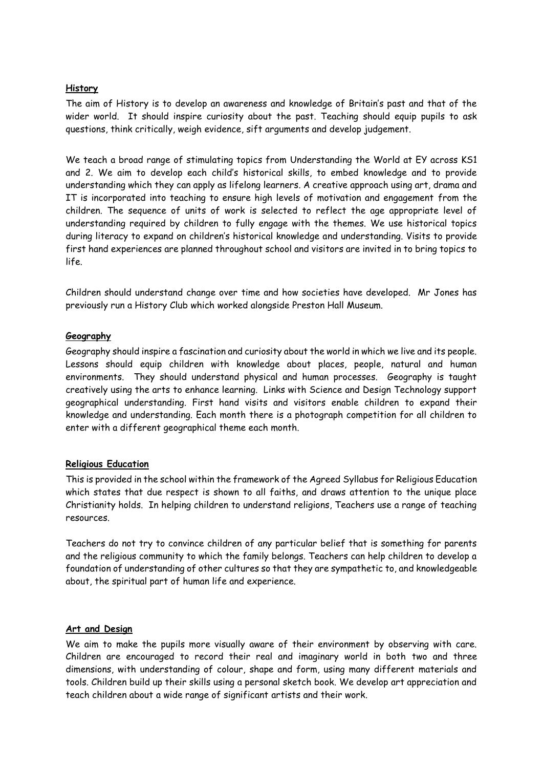## History

The aim of History is to develop an awareness and knowledge of Britain's past and that of the wider world. It should inspire curiosity about the past. Teaching should equip pupils to ask questions, think critically, weigh evidence, sift arguments and develop judgement.

We teach a broad range of stimulating topics from Understanding the World at EY across KS1 and 2. We aim to develop each child's historical skills, to embed knowledge and to provide understanding which they can apply as lifelong learners. A creative approach using art, drama and IT is incorporated into teaching to ensure high levels of motivation and engagement from the children. The sequence of units of work is selected to reflect the age appropriate level of understanding required by children to fully engage with the themes. We use historical topics during literacy to expand on children's historical knowledge and understanding. Visits to provide first hand experiences are planned throughout school and visitors are invited in to bring topics to life.

Children should understand change over time and how societies have developed. Mr Jones has previously run a History Club which worked alongside Preston Hall Museum.

## Geography

Geography should inspire a fascination and curiosity about the world in which we live and its people. Lessons should equip children with knowledge about places, people, natural and human environments. They should understand physical and human processes. Geography is taught creatively using the arts to enhance learning. Links with Science and Design Technology support geographical understanding. First hand visits and visitors enable children to expand their knowledge and understanding. Each month there is a photograph competition for all children to enter with a different geographical theme each month.

## Religious Education

This is provided in the school within the framework of the Agreed Syllabus for Religious Education which states that due respect is shown to all faiths, and draws attention to the unique place Christianity holds. In helping children to understand religions, Teachers use a range of teaching resources.

Teachers do not try to convince children of any particular belief that is something for parents and the religious community to which the family belongs. Teachers can help children to develop a foundation of understanding of other cultures so that they are sympathetic to, and knowledgeable about, the spiritual part of human life and experience.

## Art and Design

We aim to make the pupils more visually aware of their environment by observing with care. Children are encouraged to record their real and imaginary world in both two and three dimensions, with understanding of colour, shape and form, using many different materials and tools. Children build up their skills using a personal sketch book. We develop art appreciation and teach children about a wide range of significant artists and their work.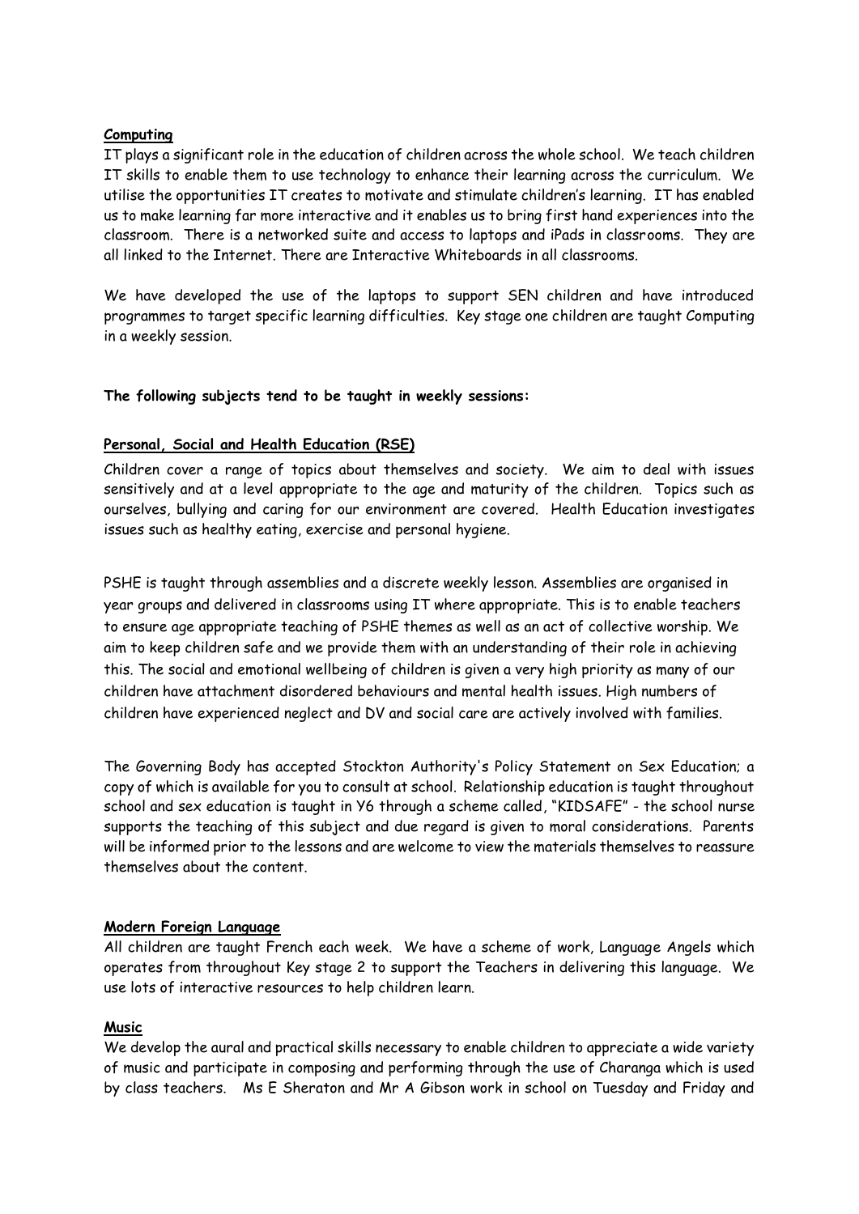**Computing**

IT plays a significant role in the education of children across the whole school. We teach children IT skills to enable them to use technology to enhance their learning across the curriculum. We utilise the opportunities IT creates to motivate and stimulate children's learning. IT has enabled us to make learning far more interactive and it enables us to bring first hand experiences into the classroom. There is a networked suite and access to laptops and iPads in classrooms. They are all linked to the Internet. There are Interactive Whiteboards in all classrooms.

We have developed the use of the laptops to support SEN children and have introduced programmes to target specific learning difficulties. Key stage one children are taught Computing in a weekly session.

**The following subjects tend to be taught in weekly sessions:**

**Personal, Social and Health Education (RSE)**

Children cover a range of topics about themselves and society. We aim to deal with issues sensitively and at a level appropriate to the age and maturity of the children. Topics such as ourselves, bullying and caring for our environment are covered. Health Education investigates issues such as healthy eating, exercise and personal hygiene.

PSHE is taught through assemblies and a discrete weekly lesson. Assemblies are organised in year groups and delivered in classrooms using IT where appropriate. This is to enable teachers to ensure age appropriate teaching of PSHE themes as well as an act of collective worship. We aim to keep children safe and we provide them with an understanding of their role in achieving this. The social and emotional wellbeing of children is given a very high priority as many of our children have attachment disordered behaviours and mental health issues. High numbers of children have experienced neglect and DV and social care are actively involved with families.

The Governing Body has accepted Stockton Authority's Policy Statement on Sex Education; a copy of which is available for you to consult at school. Relationship education is taught throughout school and sex education is taught in Y6 through a scheme called, "KIDSAFE" - the school nurse supports the teaching of this subject and due regard is given to moral considerations. Parents will be informed prior to the lessons and are welcome to view the materials themselves to reassure themselves about the content.

**Modern Foreign Language**

All children are taught French each week. We have a scheme of work, Language Angels which operates from throughout Key stage 2 to support the Teachers in delivering this language. We use lots of interactive resources to help children learn.

**Music**

We develop the aural and practical skills necessary to enable children to appreciate a wide variety of music and participate in composing and performing through the use of Charanga which is used by class teachers. Ms E Sheraton and Mr A Gibson work in school on Tuesday and Friday and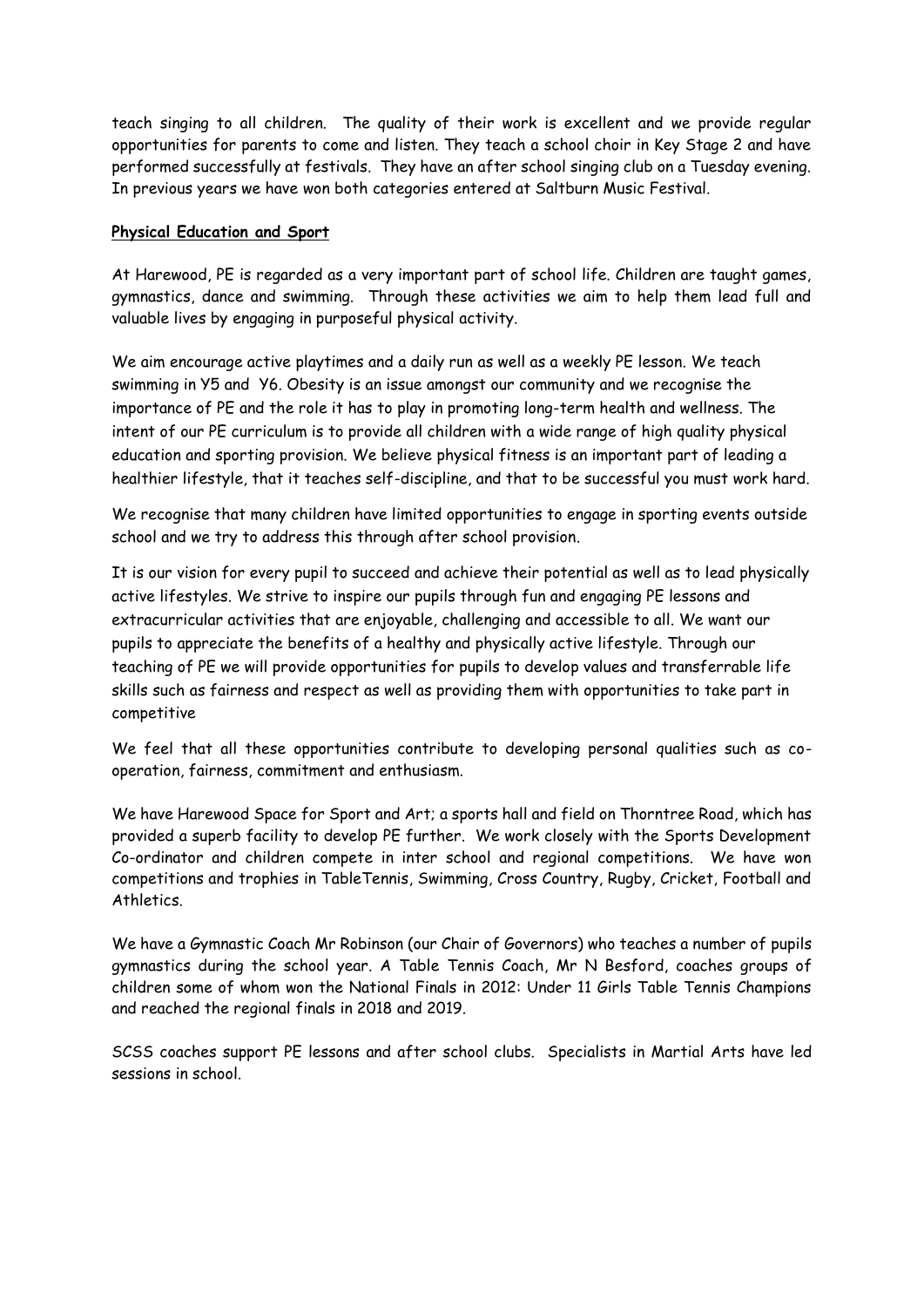teach singing to all children. The quality of their work is excellent and we provide regular opportunities for parents to come and listen. They teach a school choir in Key Stage 2 and have performed successfully at festivals. They have an after school singing club on a Tuesday evening. In previous years we have won both categories entered at Saltburn Music Festival.

## Physical Education and Sport

At Harewood, PE is regarded as a very important part of school life. Children are taught games, gymnastics, dance and swimming. Through these activities we aim to help them lead full and valuable lives by engaging in purposeful physical activity.

We aim encourage active playtimes and a daily run as well as a weekly PE lesson. We teach swimming in Y5 and Y6. Obesity is an issue amongst our community and we recognise the importance of PE and the role it has to play in promoting long-term health and wellness. The intent of our PE curriculum is to provide all children with a wide range of high quality physical education and sporting provision. We believe physical fitness is an important part of leading a healthier lifestyle, that it teaches self-discipline, and that to be successful you must work hard.

We recognise that many children have limited opportunities to engage in sporting events outside school and we try to address this through after school provision.

It is our vision for every pupil to succeed and achieve their potential as well as to lead physically active lifestyles. We strive to inspire our pupils through fun and engaging PE lessons and extracurricular activities that are enjoyable, challenging and accessible to all. We want our pupils to appreciate the benefits of a healthy and physically active lifestyle. Through our teaching of PE we will provide opportunities for pupils to develop values and transferrable life skills such as fairness and respect as well as providing them with opportunities to take part in competitive

We feel that all these opportunities contribute to developing personal qualities such as co-operation, fairness, commitment and enthusiasm.

We have Harewood Space for Sport and Art; a sports hall and field on Thorntree Road, which has provided a superb facility to develop PE further. We work closely with the Sports Development Co-ordinator and children compete in inter school and regional competitions. We have won competitions and trophies in TableTennis, Swimming, Cross Country, Rugby, Cricket, Football and Athletics.

We have a Gymnastic Coach Mr Robinson (our Chair of Governors) who teaches a number of pupils gymnastics during the school year. A Table Tennis Coach, Mr N Besford, coaches groups of children some of whom won the National Finals in 2012: Under 11 Girls Table Tennis Champions and reached the regional finals in 2018 and 2019.

SCSS coaches support PE lessons and after school clubs. Specialists in Martial Arts have led sessions in school.